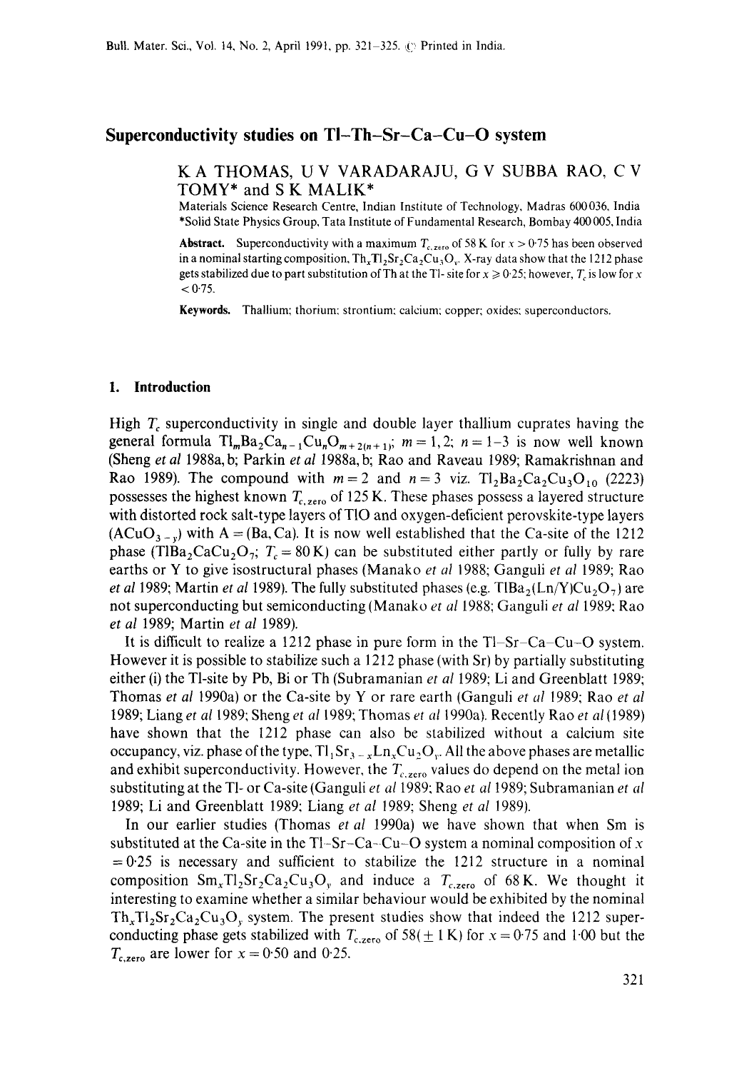# Superconductivity studies on Tl–Th–Sr–Ca–Cu–O system

K A THOMAS, U V VARADARAJU, G V SUBBA RAO, C V TOMY* and S K MALIK*

Materials Science Research Centre, Indian Institute of Technology, Madras 600036, India
*Solid State Physics Group, Tata Institute of Fundamental Research, Bombay 400005, India

**Abstract.** Superconductivity with a maximum $T_{c,\text{zero}}$ of 58 K for $x > 0{\cdot}75$ has been observed in a nominal starting composition, $Th_xTl_2Sr_2Ca_2Cu_3O_y$. X-ray data show that the 1212 phase gets stabilized due to part substitution of Th at the Tl-site for $x \geq 0{\cdot}25$; however, $T_c$ is low for $x < 0{\cdot}75$.

**Keywords.** Thallium; thorium; strontium; calcium; copper; oxides; superconductors.

## 1. Introduction

High $T_c$ superconductivity in single and double layer thallium cuprates having the general formula $Tl_mBa_2Ca_{n-1}Cu_nO_{m+2(n+1)}$; $m = 1, 2$; $n = 1$–$3$ is now well known (Sheng *et al* 1988a, b; Parkin *et al* 1988a, b; Rao and Raveau 1989; Ramakrishnan and Rao 1989). The compound with $m = 2$ and $n = 3$ viz. $Tl_2Ba_2Ca_2Cu_3O_{10}$ (2223) possesses the highest known $T_{c,\text{zero}}$ of 125 K. These phases possess a layered structure with distorted rock salt-type layers of TlO and oxygen-deficient perovskite-type layers ($ACuO_{3-y}$) with A = (Ba, Ca). It is now well established that the Ca-site of the 1212 phase ($TlBa_2CaCu_2O_7$; $T_c = 80$ K) can be substituted either partly or fully by rare earths or Y to give isostructural phases (Manako *et al* 1988; Ganguli *et al* 1989; Rao *et al* 1989; Martin *et al* 1989). The fully substituted phases (e.g. $TlBa_2(Ln/Y)Cu_2O_7$) are not superconducting but semiconducting (Manako *et al* 1988; Ganguli *et al* 1989; Rao *et al* 1989; Martin *et al* 1989).

It is difficult to realize a 1212 phase in pure form in the Tl–Sr–Ca–Cu–O system. However it is possible to stabilize such a 1212 phase (with Sr) by partially substituting either (i) the Tl-site by Pb, Bi or Th (Subramanian *et al* 1989; Li and Greenblatt 1989; Thomas *et al* 1990a) or the Ca-site by Y or rare earth (Ganguli *et al* 1989; Rao *et al* 1989; Liang *et al* 1989; Sheng *et al* 1989; Thomas *et al* 1990a). Recently Rao *et al* (1989) have shown that the 1212 phase can also be stabilized without a calcium site occupancy, viz. phase of the type, $Tl_1Sr_{3-x}Ln_xCu_2O_y$. All the above phases are metallic and exhibit superconductivity. However, the $T_{c,\text{zero}}$ values do depend on the metal ion substituting at the Tl- or Ca-site (Ganguli *et al* 1989; Rao *et al* 1989; Subramanian *et al* 1989; Li and Greenblatt 1989; Liang *et al* 1989; Sheng *et al* 1989).

In our earlier studies (Thomas *et al* 1990a) we have shown that when Sm is substituted at the Ca-site in the Tl–Sr–Ca–Cu–O system a nominal composition of $x = 0{\cdot}25$ is necessary and sufficient to stabilize the 1212 structure in a nominal composition $Sm_xTl_2Sr_2Ca_2Cu_3O_y$ and induce a $T_{c,\text{zero}}$ of 68 K. We thought it interesting to examine whether a similar behaviour would be exhibited by the nominal $Th_xTl_2Sr_2Ca_2Cu_3O_y$ system. The present studies show that indeed the 1212 superconducting phase gets stabilized with $T_{c,\text{zero}}$ of 58($\pm$ 1 K) for $x = 0{\cdot}75$ and $1{\cdot}00$ but the $T_{c,\text{zero}}$ are lower for $x = 0{\cdot}50$ and $0{\cdot}25$.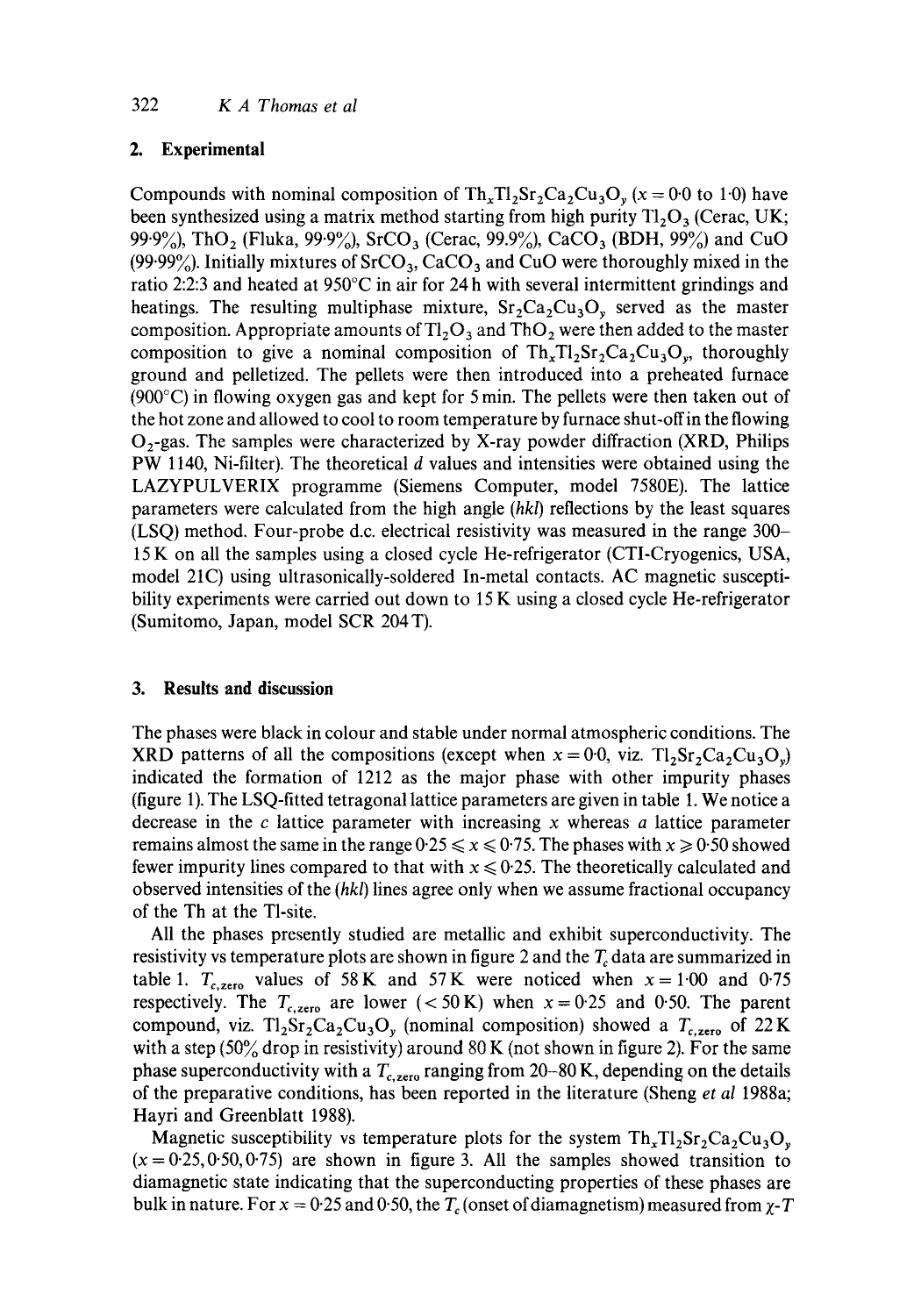## 2. Experimental

Compounds with nominal composition of $Th_xTl_2Sr_2Ca_2Cu_3O_y$ ($x = 0{\cdot}0$ to $1{\cdot}0$) have been synthesized using a matrix method starting from high purity $Tl_2O_3$ (Cerac, UK; 99·9%), $ThO_2$ (Fluka, 99·9%), $SrCO_3$ (Cerac, 99.9%), $CaCO_3$ (BDH, 99%) and CuO (99·99%). Initially mixtures of $SrCO_3$, $CaCO_3$ and CuO were thoroughly mixed in the ratio 2:2:3 and heated at 950°C in air for 24 h with several intermittent grindings and heatings. The resulting multiphase mixture, $Sr_2Ca_2Cu_3O_y$ served as the master composition. Appropriate amounts of $Tl_2O_3$ and $ThO_2$ were then added to the master composition to give a nominal composition of $Th_xTl_2Sr_2Ca_2Cu_3O_y$, thoroughly ground and pelletized. The pellets were then introduced into a preheated furnace (900°C) in flowing oxygen gas and kept for 5 min. The pellets were then taken out of the hot zone and allowed to cool to room temperature by furnace shut-off in the flowing $O_2$-gas. The samples were characterized by X-ray powder diffraction (XRD, Philips PW 1140, Ni-filter). The theoretical *d* values and intensities were obtained using the LAZYPULVERIX programme (Siemens Computer, model 7580E). The lattice parameters were calculated from the high angle (*hkl*) reflections by the least squares (LSQ) method. Four-probe d.c. electrical resistivity was measured in the range 300–15 K on all the samples using a closed cycle He-refrigerator (CTI-Cryogenics, USA, model 21C) using ultrasonically-soldered In-metal contacts. AC magnetic susceptibility experiments were carried out down to 15 K using a closed cycle He-refrigerator (Sumitomo, Japan, model SCR 204 T).

## 3. Results and discussion

The phases were black in colour and stable under normal atmospheric conditions. The XRD patterns of all the compositions (except when $x = 0{\cdot}0$, viz. $Tl_2Sr_2Ca_2Cu_3O_y$) indicated the formation of 1212 as the major phase with other impurity phases (figure 1). The LSQ-fitted tetragonal lattice parameters are given in table 1. We notice a decrease in the *c* lattice parameter with increasing *x* whereas *a* lattice parameter remains almost the same in the range $0{\cdot}25 \leqslant x \leqslant 0{\cdot}75$. The phases with $x \geqslant 0{\cdot}50$ showed fewer impurity lines compared to that with $x \leqslant 0{\cdot}25$. The theoretically calculated and observed intensities of the (*hkl*) lines agree only when we assume fractional occupancy of the Th at the Tl-site.

All the phases presently studied are metallic and exhibit superconductivity. The resistivity vs temperature plots are shown in figure 2 and the $T_c$ data are summarized in table 1. $T_{c,\text{zero}}$ values of 58 K and 57 K were noticed when $x = 1{\cdot}00$ and $0{\cdot}75$ respectively. The $T_{c,\text{zero}}$ are lower (< 50 K) when $x = 0{\cdot}25$ and $0{\cdot}50$. The parent compound, viz. $Tl_2Sr_2Ca_2Cu_3O_y$ (nominal composition) showed a $T_{c,\text{zero}}$ of 22 K with a step (50% drop in resistivity) around 80 K (not shown in figure 2). For the same phase superconductivity with a $T_{c,\text{zero}}$ ranging from 20–80 K, depending on the details of the preparative conditions, has been reported in the literature (Sheng *et al* 1988a; Hayri and Greenblatt 1988).

Magnetic susceptibility vs temperature plots for the system $Th_xTl_2Sr_2Ca_2Cu_3O_y$ ($x = 0{\cdot}25, 0{\cdot}50, 0{\cdot}75$) are shown in figure 3. All the samples showed transition to diamagnetic state indicating that the superconducting properties of these phases are bulk in nature. For $x = 0{\cdot}25$ and $0{\cdot}50$, the $T_c$ (onset of diamagnetism) measured from $\chi$-$T$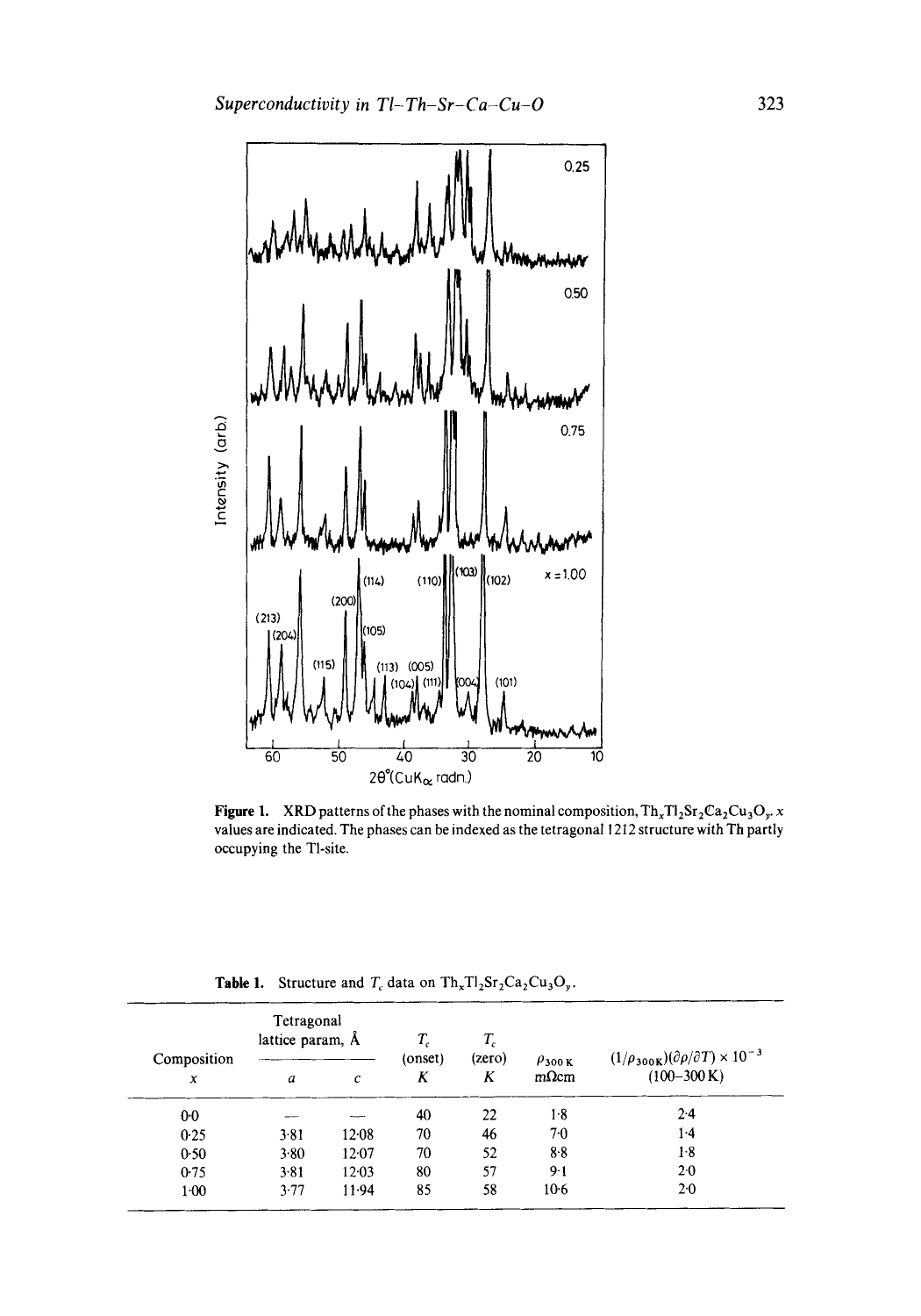**Figure 1.** XRD patterns of the phases with the nominal composition, $Th_xTl_2Sr_2Ca_2Cu_3O_y$. $x$ values are indicated. The phases can be indexed as the tetragonal 1212 structure with Th partly occupying the Tl-site.

**Table 1.** Structure and $T_c$ data on $Th_xTl_2Sr_2Ca_2Cu_3O_y$.

| Composition $x$ | Tetragonal lattice param, Å $a$ | $c$ | $T_c$ (onset) $K$ | $T_c$ (zero) $K$ | $\rho_{300\,K}$ mΩcm | $(1/\rho_{300K})(\partial\rho/\partial T) \times 10^{-3}$ (100–300 K) |
|---|---|---|---|---|---|---|
| 0·0 | — | — | 40 | 22 | 1·8 | 2·4 |
| 0·25 | 3·81 | 12·08 | 70 | 46 | 7·0 | 1·4 |
| 0·50 | 3·80 | 12·07 | 70 | 52 | 8·8 | 1·8 |
| 0·75 | 3·81 | 12·03 | 80 | 57 | 9·1 | 2·0 |
| 1·00 | 3·77 | 11·94 | 85 | 58 | 10·6 | 2·0 |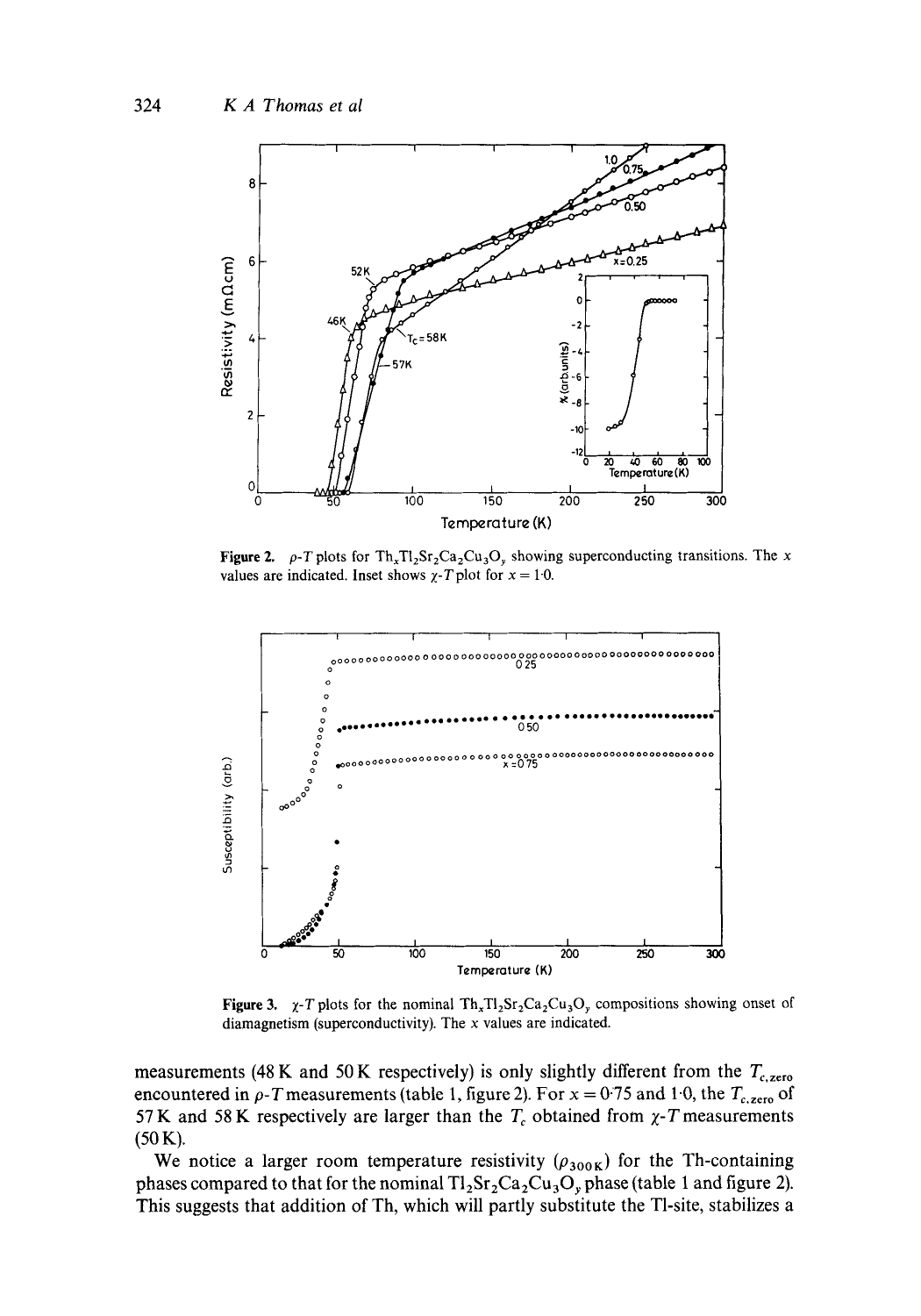**Figure 2.** $\rho$-$T$ plots for $Th_xTl_2Sr_2Ca_2Cu_3O_y$ showing superconducting transitions. The $x$ values are indicated. Inset shows $\chi$-$T$ plot for $x = 1{\cdot}0$.

**Figure 3.** $\chi$-$T$ plots for the nominal $Th_xTl_2Sr_2Ca_2Cu_3O_y$ compositions showing onset of diamagnetism (superconductivity). The $x$ values are indicated.

measurements (48 K and 50 K respectively) is only slightly different from the $T_{c,\mathrm{zero}}$ encountered in $\rho$-$T$ measurements (table 1, figure 2). For $x = 0{\cdot}75$ and $1{\cdot}0$, the $T_{c,\mathrm{zero}}$ of 57 K and 58 K respectively are larger than the $T_c$ obtained from $\chi$-$T$ measurements (50 K).

We notice a larger room temperature resistivity ($\rho_{300\,\mathrm{K}}$) for the Th-containing phases compared to that for the nominal $Tl_2Sr_2Ca_2Cu_3O_y$ phase (table 1 and figure 2). This suggests that addition of Th, which will partly substitute the Tl-site, stabilizes a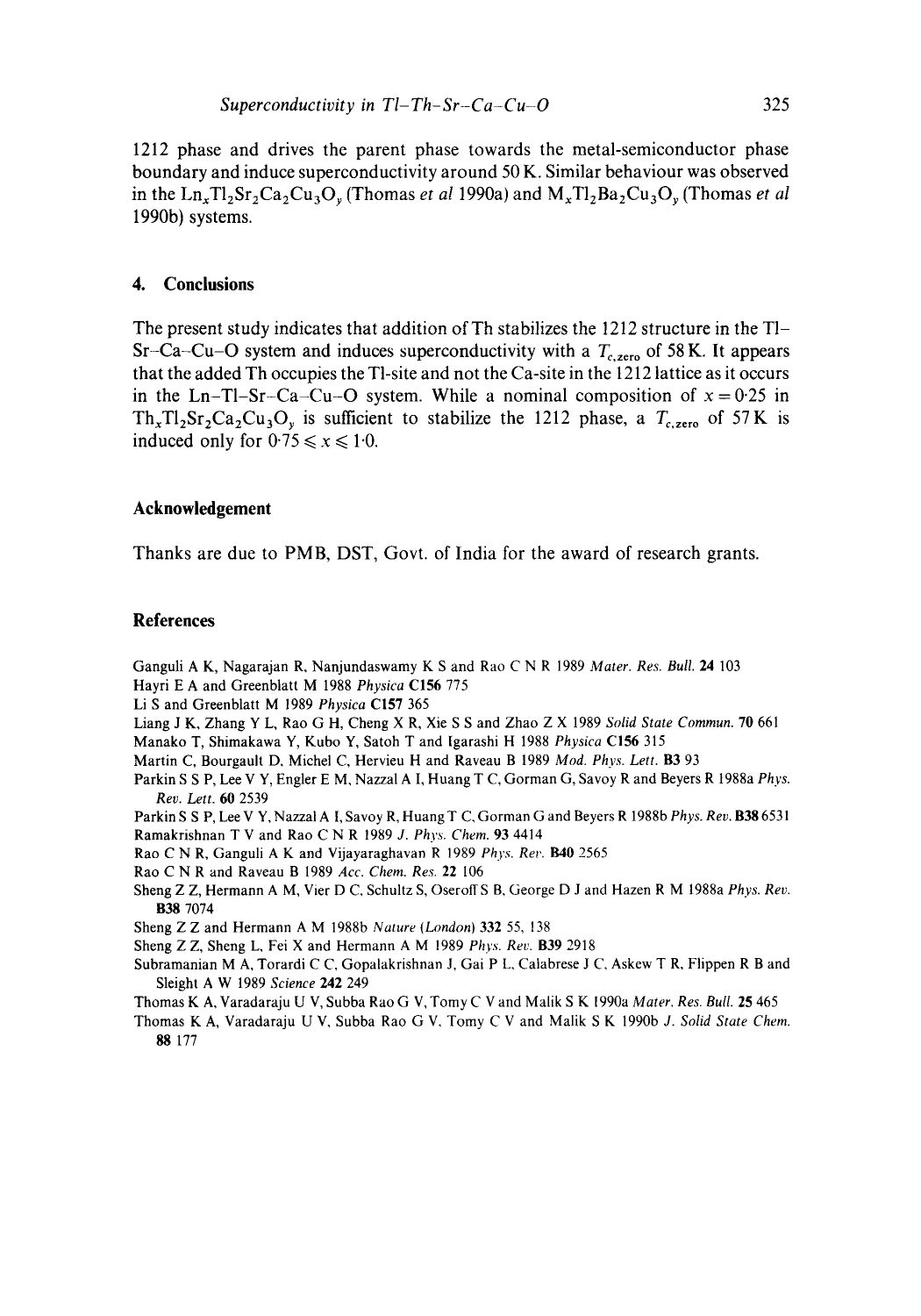1212 phase and drives the parent phase towards the metal-semiconductor phase boundary and induce superconductivity around 50 K. Similar behaviour was observed in the $Ln_xTl_2Sr_2Ca_2Cu_3O_y$ (Thomas *et al* 1990a) and $M_xTl_2Ba_2Cu_3O_y$ (Thomas *et al* 1990b) systems.

## 4. Conclusions

The present study indicates that addition of Th stabilizes the 1212 structure in the Tl–Sr–Ca–Cu–O system and induces superconductivity with a $T_{c,\text{zero}}$ of 58 K. It appears that the added Th occupies the Tl-site and not the Ca-site in the 1212 lattice as it occurs in the Ln–Tl–Sr–Ca–Cu–O system. While a nominal composition of $x = 0.25$ in $Th_xTl_2Sr_2Ca_2Cu_3O_y$ is sufficient to stabilize the 1212 phase, a $T_{c,\text{zero}}$ of 57 K is induced only for $0.75 \leqslant x \leqslant 1.0$.

## Acknowledgement

Thanks are due to PMB, DST, Govt. of India for the award of research grants.

## References

Ganguli A K, Nagarajan R, Nanjundaswamy K S and Rao C N R 1989 *Mater. Res. Bull.* **24** 103

Hayri E A and Greenblatt M 1988 *Physica* **C156** 775

Li S and Greenblatt M 1989 *Physica* **C157** 365

Liang J K, Zhang Y L, Rao G H, Cheng X R, Xie S S and Zhao Z X 1989 *Solid State Commun.* **70** 661

Manako T, Shimakawa Y, Kubo Y, Satoh T and Igarashi H 1988 *Physica* **C156** 315

Martin C, Bourgault D, Michel C, Hervieu H and Raveau B 1989 *Mod. Phys. Lett.* **B3** 93

Parkin S S P, Lee V Y, Engler E M, Nazzal A I, Huang T C, Gorman G, Savoy R and Beyers R 1988a *Phys. Rev. Lett.* **60** 2539

Parkin S S P, Lee V Y, Nazzal A I, Savoy R, Huang T C, Gorman G and Beyers R 1988b *Phys. Rev.* **B38** 6531

Ramakrishnan T V and Rao C N R 1989 *J. Phys. Chem.* **93** 4414

Rao C N R, Ganguli A K and Vijayaraghavan R 1989 *Phys. Rev.* **B40** 2565

Rao C N R and Raveau B 1989 *Acc. Chem. Res.* **22** 106

Sheng Z Z, Hermann A M, Vier D C, Schultz S, Oseroff S B, George D J and Hazen R M 1988a *Phys. Rev.* **B38** 7074

Sheng Z Z and Hermann A M 1988b *Nature (London)* **332** 55, 138

Sheng Z Z, Sheng L, Fei X and Hermann A M 1989 *Phys. Rev.* **B39** 2918

Subramanian M A, Torardi C C, Gopalakrishnan J, Gai P L, Calabrese J C, Askew T R, Flippen R B and Sleight A W 1989 *Science* **242** 249

Thomas K A, Varadaraju U V, Subba Rao G V, Tomy C V and Malik S K 1990a *Mater. Res. Bull.* **25** 465

Thomas K A, Varadaraju U V, Subba Rao G V, Tomy C V and Malik S K 1990b *J. Solid State Chem.* **88** 177